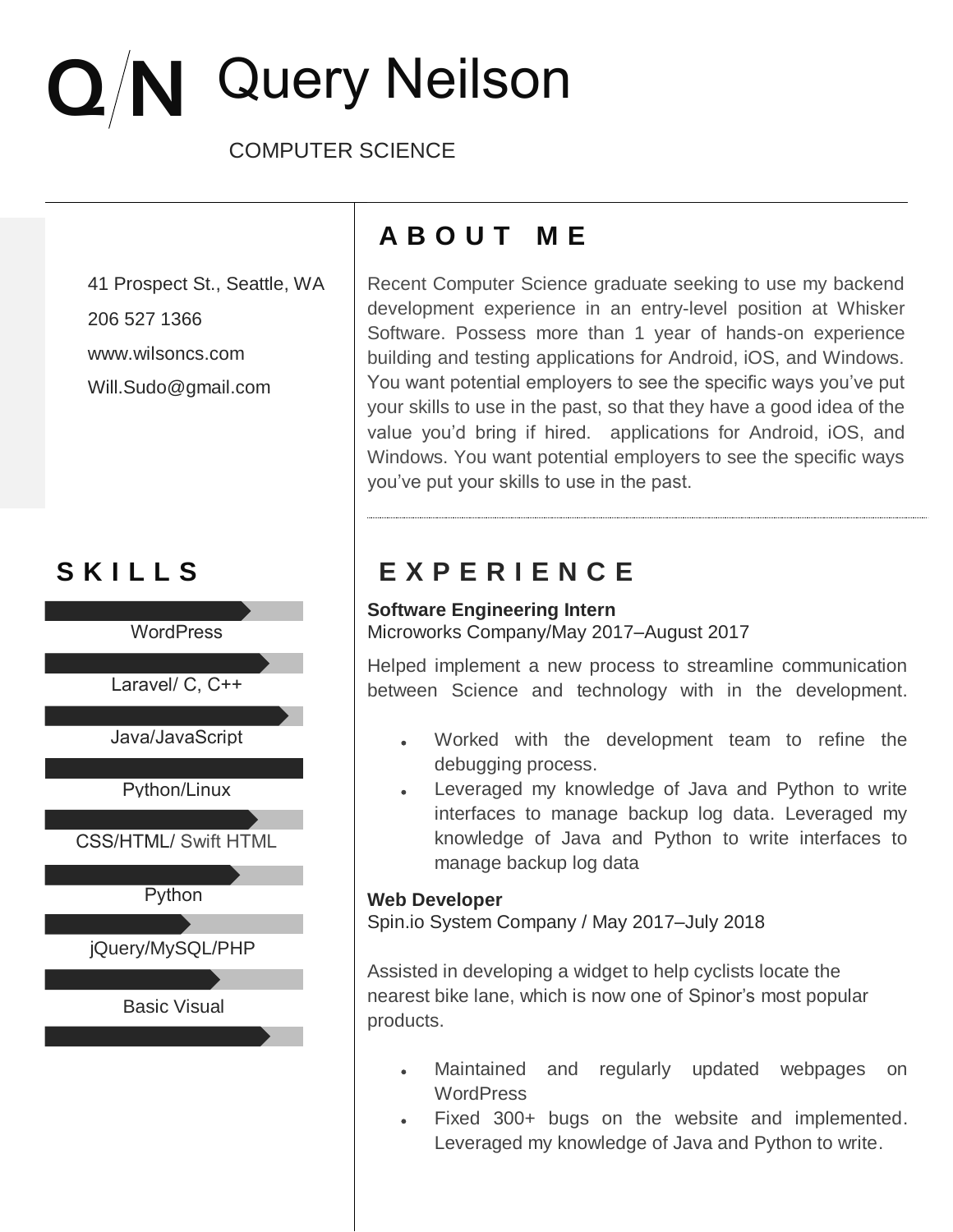# Q/N Query Neilson

COMPUTER SCIENCE

41 Prospect St., Seattle, WA

206 527 1366

www.wilsoncs.com

Will.Sudo@gmail.com

## ABOUT ME

Recent Computer Science graduate seeking to use my backend development experience in an entry-level position at Whisker Software. Possess more than 1 year of hands-on experience building and testing applications for Android, iOS, and Windows. You want potential employers to see the specific ways you've put your skills to use in the past, so that they have a good idea of the value you'd bring if hired. applications for Android, iOS, and Windows. You want potential employers to see the specific ways you've put your skills to use in the past.

## SKILLS

- WordPress
- Laravel/ C, C++
- Java/JavaScript
- Python/Linux
- CSS/HTML/ Swift HTML
- Python
- jQuery/MySQL/PHP
- Basic Visual

## EXPERIENCE

**Software Engineering Intern**
Microworks Company/May 2017–August 2017

Helped implement a new process to streamline communication between Science and technology with in the development.

- Worked with the development team to refine the debugging process.
- Leveraged my knowledge of Java and Python to write interfaces to manage backup log data. Leveraged my knowledge of Java and Python to write interfaces to manage backup log data

**Web Developer**
Spin.io System Company / May 2017–July 2018

Assisted in developing a widget to help cyclists locate the nearest bike lane, which is now one of Spinor's most popular products.

- Maintained and regularly updated webpages on WordPress
- Fixed 300+ bugs on the website and implemented. Leveraged my knowledge of Java and Python to write.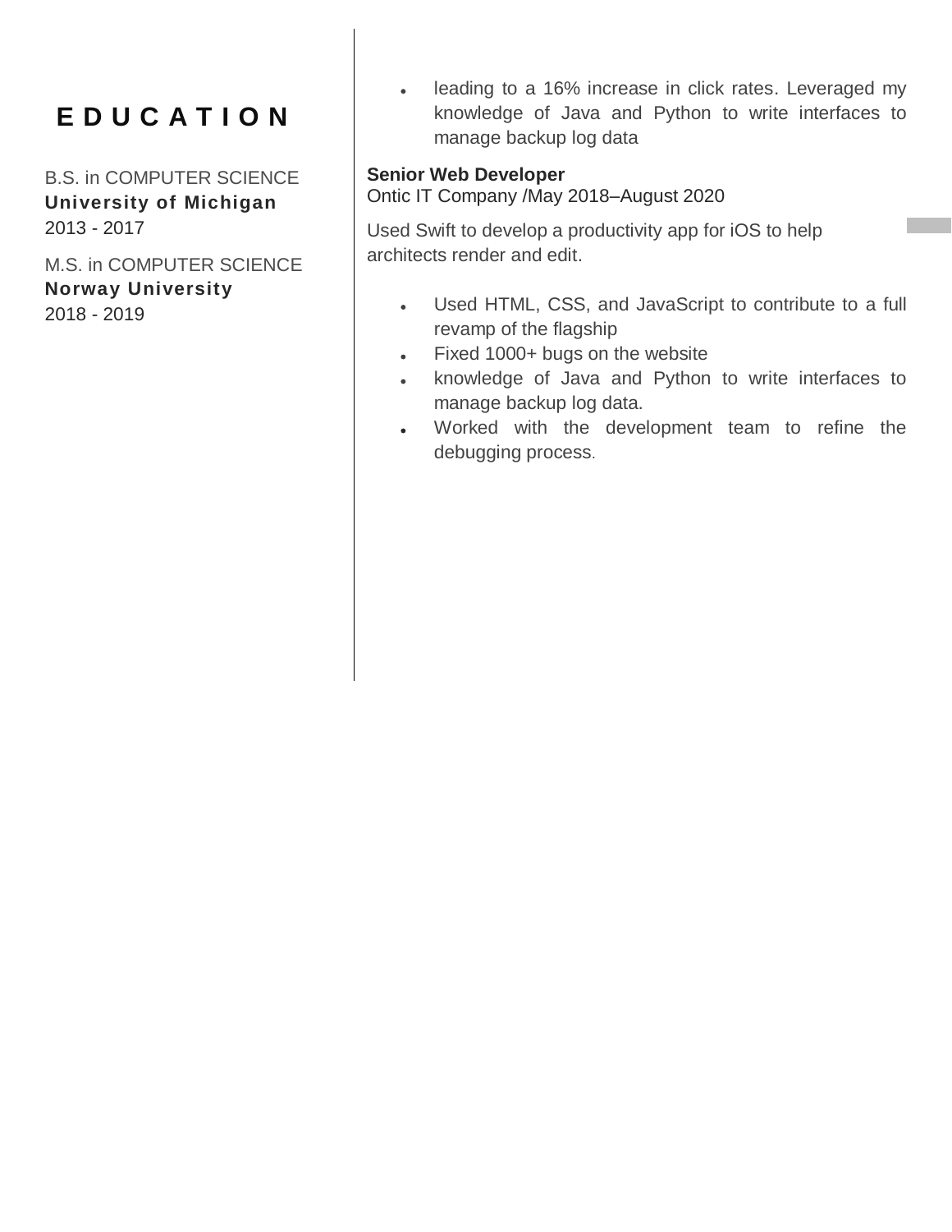# EDUCATION

B.S. in COMPUTER SCIENCE
**University of Michigan**
2013 - 2017

M.S. in COMPUTER SCIENCE
**Norway University**
2018 - 2019

- leading to a 16% increase in click rates. Leveraged my knowledge of Java and Python to write interfaces to manage backup log data

**Senior Web Developer**
Ontic IT Company /May 2018–August 2020

Used Swift to develop a productivity app for iOS to help architects render and edit.

- Used HTML, CSS, and JavaScript to contribute to a full revamp of the flagship
- Fixed 1000+ bugs on the website
- knowledge of Java and Python to write interfaces to manage backup log data.
- Worked with the development team to refine the debugging process.